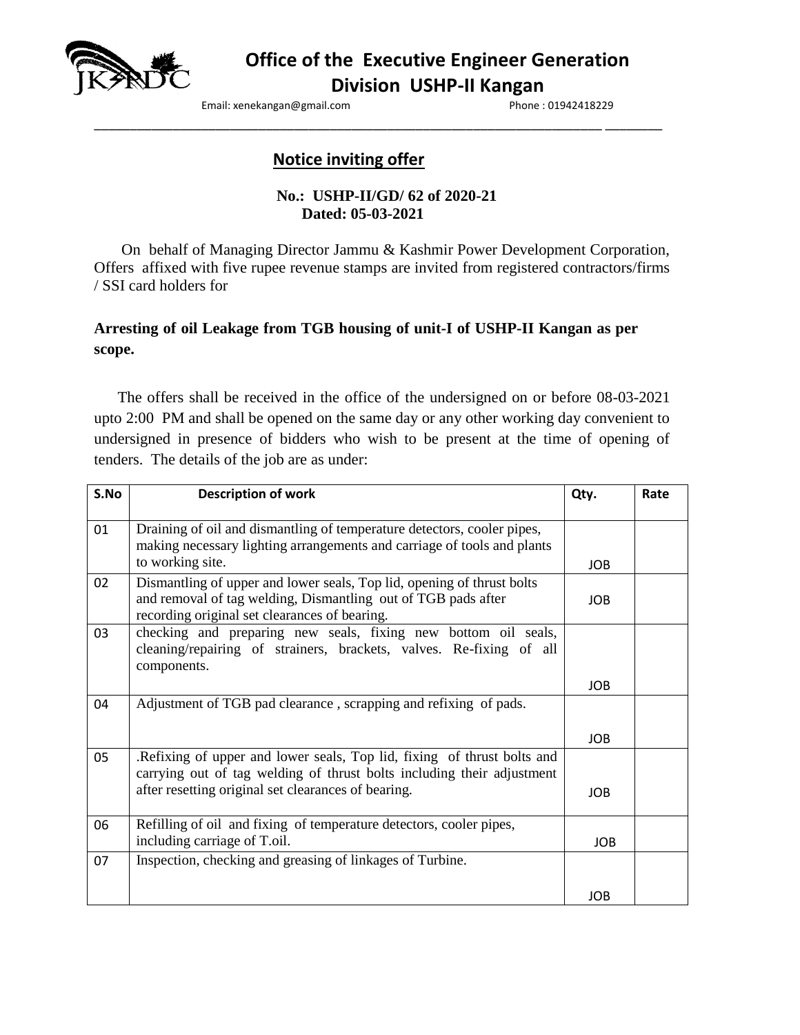# Office of the Executive Engineer Generation Division USHP-II Kangan

Email: xenekangan@gmail.com Phone : 01942418229

## Notice inviting offer

**No.: USHP-II/GD/ 62 of 2020-21**
**Dated: 05-03-2021**

On behalf of Managing Director Jammu & Kashmir Power Development Corporation, Offers affixed with five rupee revenue stamps are invited from registered contractors/firms / SSI card holders for

**Arresting of oil Leakage from TGB housing of unit-I of USHP-II Kangan as per scope.**

The offers shall be received in the office of the undersigned on or before 08-03-2021 upto 2:00 PM and shall be opened on the same day or any other working day convenient to undersigned in presence of bidders who wish to be present at the time of opening of tenders. The details of the job are as under:

| S.No | Description of work | Qty. | Rate |
|---|---|---|---|
| 01 | Draining of oil and dismantling of temperature detectors, cooler pipes, making necessary lighting arrangements and carriage of tools and plants to working site. | JOB | |
| 02 | Dismantling of upper and lower seals, Top lid, opening of thrust bolts and removal of tag welding, Dismantling out of TGB pads after recording original set clearances of bearing. | JOB | |
| 03 | checking and preparing new seals, fixing new bottom oil seals, cleaning/repairing of strainers, brackets, valves. Re-fixing of all components. | JOB | |
| 04 | Adjustment of TGB pad clearance , scrapping and refixing of pads. | JOB | |
| 05 | .Refixing of upper and lower seals, Top lid, fixing of thrust bolts and carrying out of tag welding of thrust bolts including their adjustment after resetting original set clearances of bearing. | JOB | |
| 06 | Refilling of oil and fixing of temperature detectors, cooler pipes, including carriage of T.oil. | JOB | |
| 07 | Inspection, checking and greasing of linkages of Turbine. | JOB | |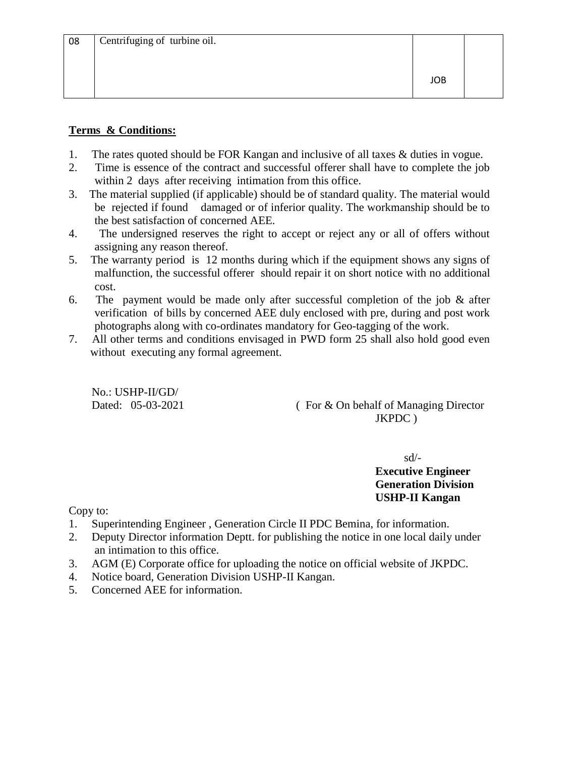| | | | |
|---|---|---|---|
| 08 | Centrifuging of turbine oil. | JOB | |

**Terms & Conditions:**

1. The rates quoted should be FOR Kangan and inclusive of all taxes & duties in vogue.
2. Time is essence of the contract and successful offerer shall have to complete the job within 2 days after receiving intimation from this office.
3. The material supplied (if applicable) should be of standard quality. The material would be rejected if found damaged or of inferior quality. The workmanship should be to the best satisfaction of concerned AEE.
4. The undersigned reserves the right to accept or reject any or all of offers without assigning any reason thereof.
5. The warranty period is 12 months during which if the equipment shows any signs of malfunction, the successful offerer should repair it on short notice with no additional cost.
6. The payment would be made only after successful completion of the job & after verification of bills by concerned AEE duly enclosed with pre, during and post work photographs along with co-ordinates mandatory for Geo-tagging of the work.
7. All other terms and conditions envisaged in PWD form 25 shall also hold good even without executing any formal agreement.

No.: USHP-II/GD/
Dated: 05-03-2021

( For & On behalf of Managing Director JKPDC )

sd/-
**Executive Engineer**
**Generation Division**
**USHP-II Kangan**

Copy to:

1. Superintending Engineer , Generation Circle II PDC Bemina, for information.
2. Deputy Director information Deptt. for publishing the notice in one local daily under an intimation to this office.
3. AGM (E) Corporate office for uploading the notice on official website of JKPDC.
4. Notice board, Generation Division USHP-II Kangan.
5. Concerned AEE for information.